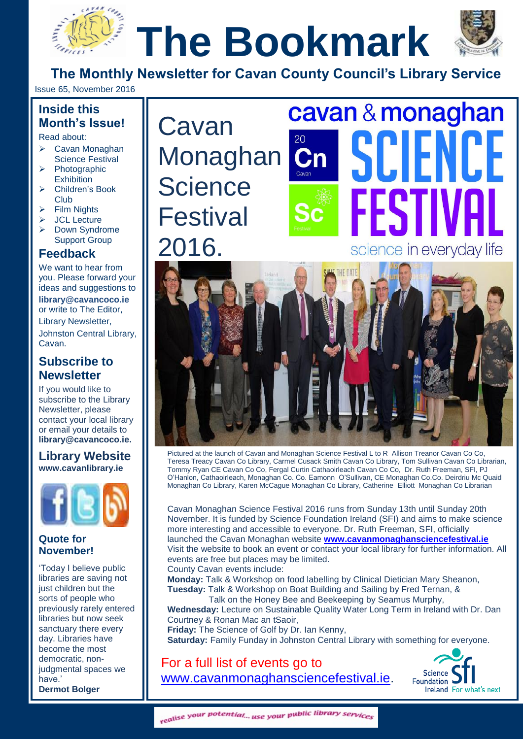# The Bookmark

## The Monthly Newsletter for Cavan County Council's Library Service

Issue 65, November 2016

### Inside this Month's Issue!

Read about:

- Cavan Monaghan Science Festival
- Photographic Exhibition
- Children's Book Club
- Film Nights
- JCL Lecture
- Down Syndrome Support Group

### Feedback

We want to hear from you. Please forward your ideas and suggestions to **library@cavancoco.ie** or write to The Editor, Library Newsletter, Johnston Central Library, Cavan.

### Subscribe to Newsletter

If you would like to subscribe to the Library Newsletter, please contact your local library or email your details to **library@cavancoco.ie.**

### Library Website

**www.cavanlibrary.ie**

### Quote for November!

'Today I believe public libraries are saving not just children but the sorts of people who previously rarely entered libraries but now seek sanctuary there every day. Libraries have become the most democratic, non-judgmental spaces we have.'

**Dermot Bolger**

# Cavan Monaghan Science Festival 2016.

cavan & monaghan SCIENCE FESTIVAL

science in everyday life

Pictured at the launch of Cavan and Monaghan Science Festival L to R Allison Treanor Cavan Co Co, Teresa Treacy Cavan Co Library, Carmel Cusack Smith Cavan Co Library, Tom Sullivan Cavan Co Librarian, Tommy Ryan CE Cavan Co Co, Fergal Curtin Cathaoirleach Cavan Co Co, Dr. Ruth Freeman, SFI, PJ O'Hanlon, Cathaoirleach, Monaghan Co. Co. Eamonn O'Sullivan, CE Monaghan Co.Co. Deirdriu Mc Quaid Monaghan Co Library, Karen McCague Monaghan Co Library, Catherine Elliott Monaghan Co Librarian

Cavan Monaghan Science Festival 2016 runs from Sunday 13th until Sunday 20th November. It is funded by Science Foundation Ireland (SFI) and aims to make science more interesting and accessible to everyone. Dr. Ruth Freeman, SFI, officially launched the Cavan Monaghan website **www.cavanmonaghansciencefestival.ie** Visit the website to book an event or contact your local library for further information. All events are free but places may be limited.

County Cavan events include:

**Monday:** Talk & Workshop on food labelling by Clinical Dietician Mary Sheanon,

**Tuesday:** Talk & Workshop on Boat Building and Sailing by Fred Ternan, & Talk on the Honey Bee and Beekeeping by Seamus Murphy,

**Wednesday:** Lecture on Sustainable Quality Water Long Term in Ireland with Dr. Dan Courtney & Ronan Mac an tSaoir,

**Friday:** The Science of Golf by Dr. Ian Kenny,

**Saturday:** Family Funday in Johnston Central Library with something for everyone.

For a full list of events go to www.cavanmonaghansciencefestival.ie.

Science Foundation Ireland For what's next

realise your potential... use your public library services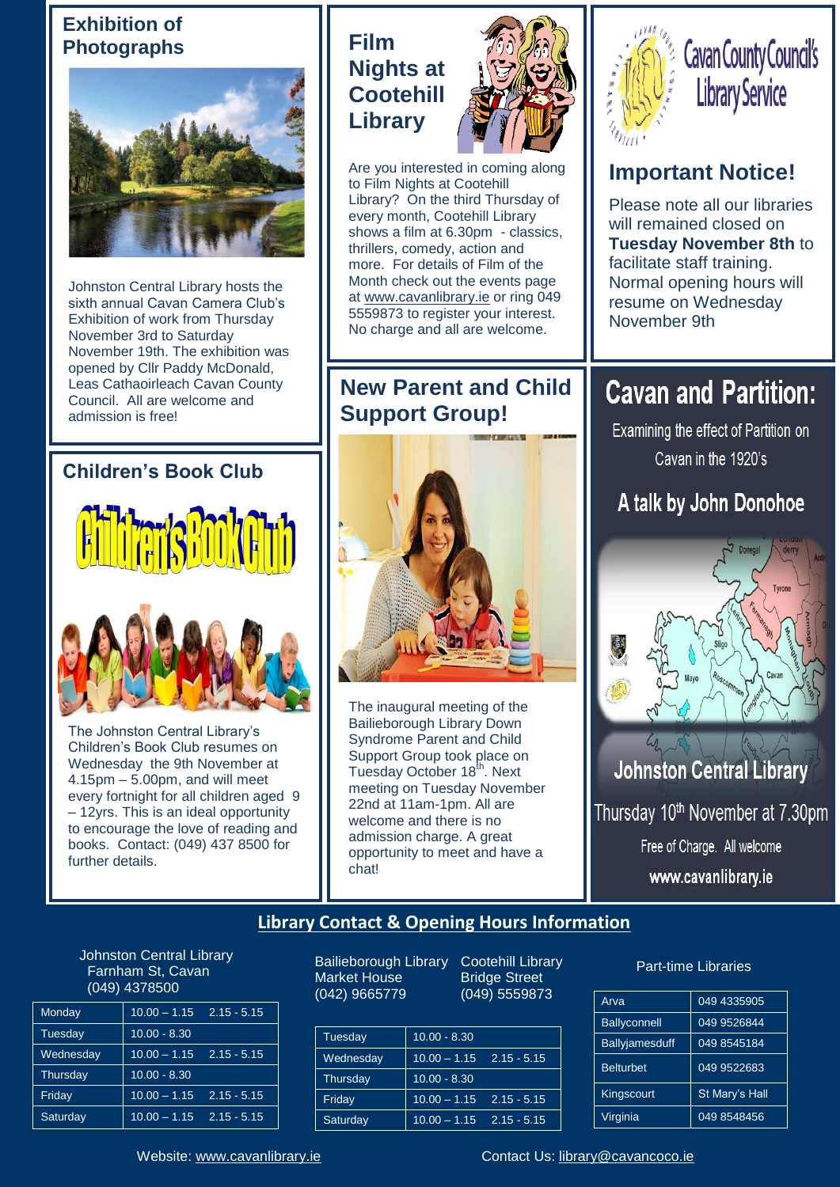## Exhibition of Photographs

Johnston Central Library hosts the sixth annual Cavan Camera Club's Exhibition of work from Thursday November 3rd to Saturday November 19th. The exhibition was opened by Cllr Paddy McDonald, Leas Cathaoirleach Cavan County Council. All are welcome and admission is free!

## Children's Book Club

Children's Book Club

The Johnston Central Library's Children's Book Club resumes on Wednesday the 9th November at 4.15pm – 5.00pm, and will meet every fortnight for all children aged 9 – 12yrs. This is an ideal opportunity to encourage the love of reading and books. Contact: (049) 437 8500 for further details.

## Film Nights at Cootehill Library

Are you interested in coming along to Film Nights at Cootehill Library? On the third Thursday of every month, Cootehill Library shows a film at 6.30pm - classics, thrillers, comedy, action and more. For details of Film of the Month check out the events page at www.cavanlibrary.ie or ring 049 5559873 to register your interest. No charge and all are welcome.

## New Parent and Child Support Group!

The inaugural meeting of the Bailieborough Library Down Syndrome Parent and Child Support Group took place on Tuesday October 18th. Next meeting on Tuesday November 22nd at 11am-1pm. All are welcome and there is no admission charge. A great opportunity to meet and have a chat!

Cavan County Council's Library Service

## Important Notice!

Please note all our libraries will remained closed on **Tuesday November 8th** to facilitate staff training. Normal opening hours will resume on Wednesday November 9th

## Cavan and Partition:

Examining the effect of Partition on Cavan in the 1920's

### A talk by John Donohoe

**Johnston Central Library**

Thursday 10th November at 7.30pm

Free of Charge. All welcome

www.cavanlibrary.ie

## Library Contact & Opening Hours Information

Johnston Central Library
Farnham St, Cavan
(049) 4378500

| | | |
|---|---|---|
| Monday | 10.00 – 1.15 | 2.15 - 5.15 |
| Tuesday | 10.00 - 8.30 | |
| Wednesday | 10.00 – 1.15 | 2.15 - 5.15 |
| Thursday | 10.00 - 8.30 | |
| Friday | 10.00 – 1.15 | 2.15 - 5.15 |
| Saturday | 10.00 – 1.15 | 2.15 - 5.15 |

Bailieborough Library
Market House
(042) 9665779

Cootehill Library
Bridge Street
(049) 5559873

| | | |
|---|---|---|
| Tuesday | 10.00 - 8.30 | |
| Wednesday | 10.00 – 1.15 | 2.15 - 5.15 |
| Thursday | 10.00 - 8.30 | |
| Friday | 10.00 – 1.15 | 2.15 - 5.15 |
| Saturday | 10.00 – 1.15 | 2.15 - 5.15 |

Part-time Libraries

| | |
|---|---|
| Arva | 049 4335905 |
| Ballyconnell | 049 9526844 |
| Ballyjamesduff | 049 8545184 |
| Belturbet | 049 9522683 |
| Kingscourt | St Mary's Hall |
| Virginia | 049 8548456 |

Website: www.cavanlibrary.ie

Contact Us: library@cavancoco.ie